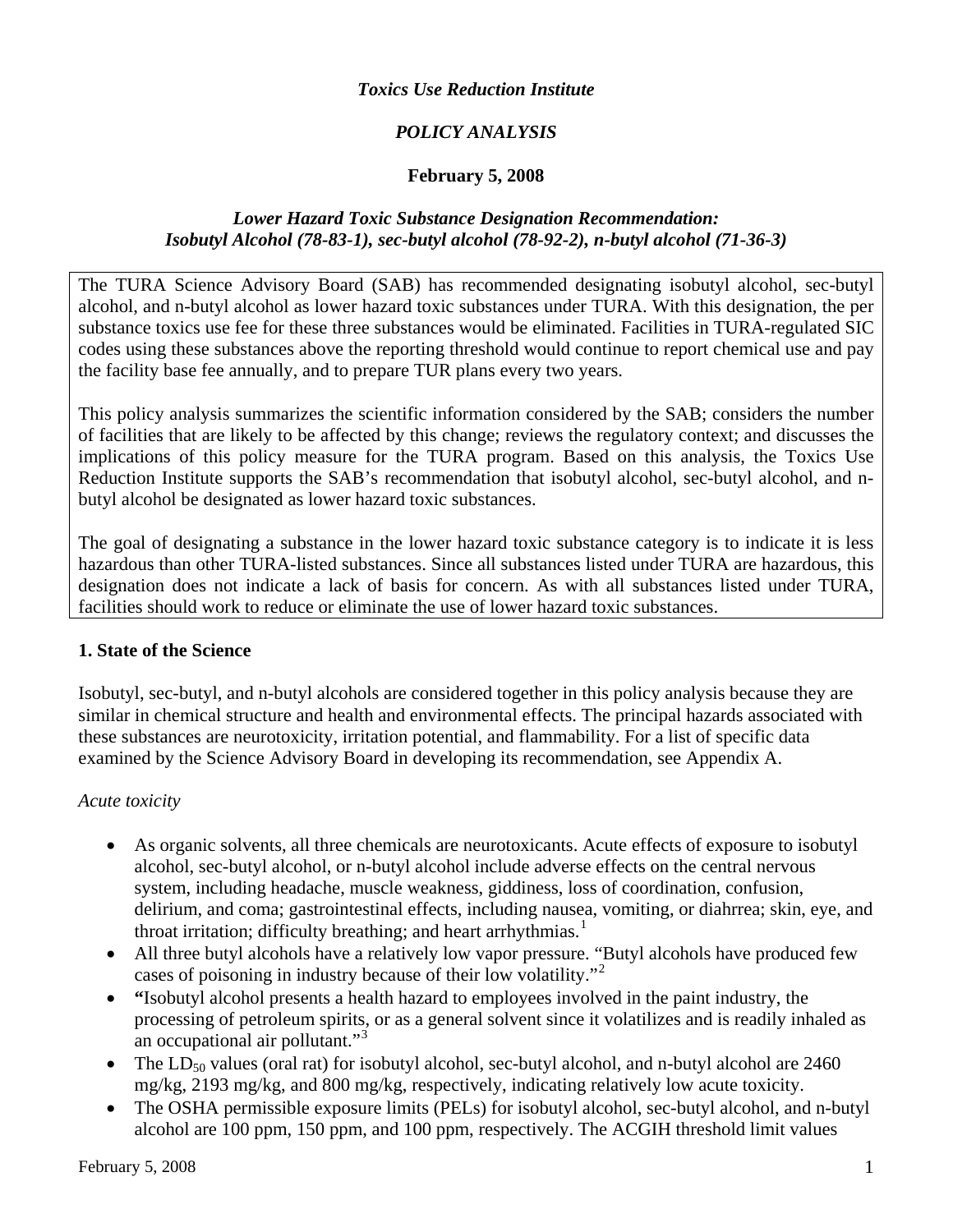*Toxics Use Reduction Institute*

*POLICY ANALYSIS*

**February 5, 2008**

***Lower Hazard Toxic Substance Designation Recommendation: Isobutyl Alcohol (78-83-1), sec-butyl alcohol (78-92-2), n-butyl alcohol (71-36-3)***

The TURA Science Advisory Board (SAB) has recommended designating isobutyl alcohol, sec-butyl alcohol, and n-butyl alcohol as lower hazard toxic substances under TURA. With this designation, the per substance toxics use fee for these three substances would be eliminated. Facilities in TURA-regulated SIC codes using these substances above the reporting threshold would continue to report chemical use and pay the facility base fee annually, and to prepare TUR plans every two years.

This policy analysis summarizes the scientific information considered by the SAB; considers the number of facilities that are likely to be affected by this change; reviews the regulatory context; and discusses the implications of this policy measure for the TURA program. Based on this analysis, the Toxics Use Reduction Institute supports the SAB's recommendation that isobutyl alcohol, sec-butyl alcohol, and n-butyl alcohol be designated as lower hazard toxic substances.

The goal of designating a substance in the lower hazard toxic substance category is to indicate it is less hazardous than other TURA-listed substances. Since all substances listed under TURA are hazardous, this designation does not indicate a lack of basis for concern. As with all substances listed under TURA, facilities should work to reduce or eliminate the use of lower hazard toxic substances.

## 1. State of the Science

Isobutyl, sec-butyl, and n-butyl alcohols are considered together in this policy analysis because they are similar in chemical structure and health and environmental effects. The principal hazards associated with these substances are neurotoxicity, irritation potential, and flammability. For a list of specific data examined by the Science Advisory Board in developing its recommendation, see Appendix A.

*Acute toxicity*

- As organic solvents, all three chemicals are neurotoxicants. Acute effects of exposure to isobutyl alcohol, sec-butyl alcohol, or n-butyl alcohol include adverse effects on the central nervous system, including headache, muscle weakness, giddiness, loss of coordination, confusion, delirium, and coma; gastrointestinal effects, including nausea, vomiting, or diahrrea; skin, eye, and throat irritation; difficulty breathing; and heart arrhythmias.[1]
- All three butyl alcohols have a relatively low vapor pressure. "Butyl alcohols have produced few cases of poisoning in industry because of their low volatility."[2]
- **"**Isobutyl alcohol presents a health hazard to employees involved in the paint industry, the processing of petroleum spirits, or as a general solvent since it volatilizes and is readily inhaled as an occupational air pollutant."[3]
- The $LD_{50}$ values (oral rat) for isobutyl alcohol, sec-butyl alcohol, and n-butyl alcohol are 2460 mg/kg, 2193 mg/kg, and 800 mg/kg, respectively, indicating relatively low acute toxicity.
- The OSHA permissible exposure limits (PELs) for isobutyl alcohol, sec-butyl alcohol, and n-butyl alcohol are 100 ppm, 150 ppm, and 100 ppm, respectively. The ACGIH threshold limit values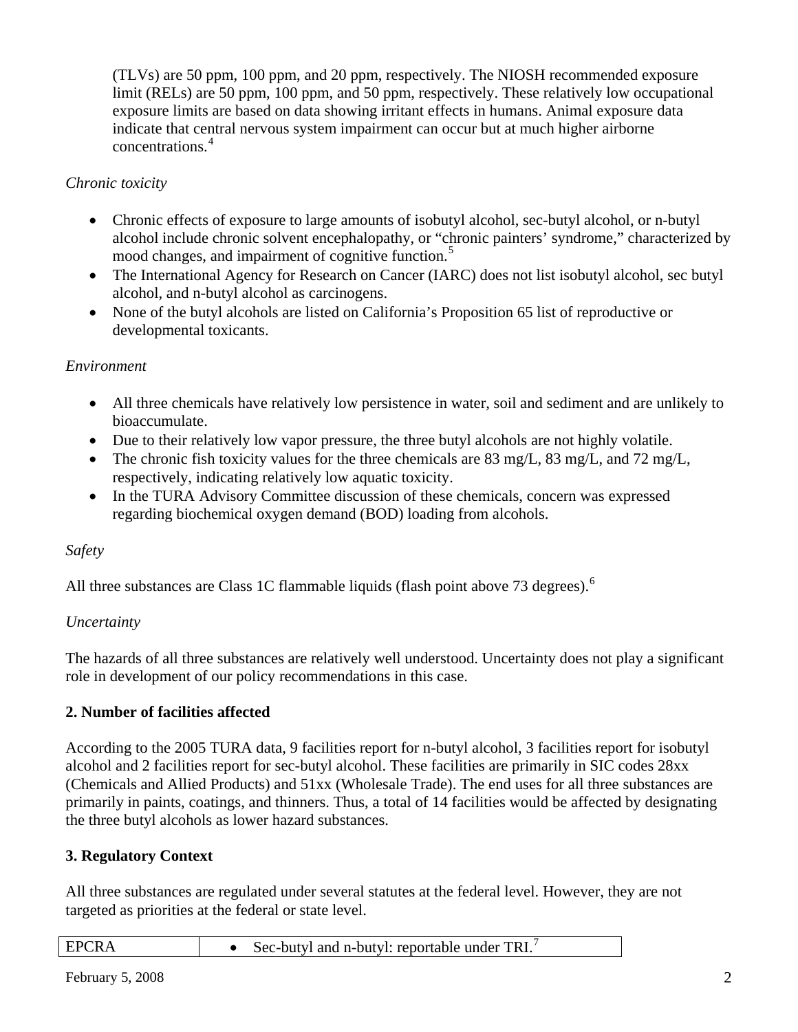(TLVs) are 50 ppm, 100 ppm, and 20 ppm, respectively. The NIOSH recommended exposure limit (RELs) are 50 ppm, 100 ppm, and 50 ppm, respectively. These relatively low occupational exposure limits are based on data showing irritant effects in humans. Animal exposure data indicate that central nervous system impairment can occur but at much higher airborne concentrations.[4]

*Chronic toxicity*

- Chronic effects of exposure to large amounts of isobutyl alcohol, sec-butyl alcohol, or n-butyl alcohol include chronic solvent encephalopathy, or "chronic painters' syndrome," characterized by mood changes, and impairment of cognitive function.[5]
- The International Agency for Research on Cancer (IARC) does not list isobutyl alcohol, sec butyl alcohol, and n-butyl alcohol as carcinogens.
- None of the butyl alcohols are listed on California's Proposition 65 list of reproductive or developmental toxicants.

*Environment*

- All three chemicals have relatively low persistence in water, soil and sediment and are unlikely to bioaccumulate.
- Due to their relatively low vapor pressure, the three butyl alcohols are not highly volatile.
- The chronic fish toxicity values for the three chemicals are 83 mg/L, 83 mg/L, and 72 mg/L, respectively, indicating relatively low aquatic toxicity.
- In the TURA Advisory Committee discussion of these chemicals, concern was expressed regarding biochemical oxygen demand (BOD) loading from alcohols.

*Safety*

All three substances are Class 1C flammable liquids (flash point above 73 degrees).[6]

*Uncertainty*

The hazards of all three substances are relatively well understood. Uncertainty does not play a significant role in development of our policy recommendations in this case.

**2. Number of facilities affected**

According to the 2005 TURA data, 9 facilities report for n-butyl alcohol, 3 facilities report for isobutyl alcohol and 2 facilities report for sec-butyl alcohol. These facilities are primarily in SIC codes 28xx (Chemicals and Allied Products) and 51xx (Wholesale Trade). The end uses for all three substances are primarily in paints, coatings, and thinners. Thus, a total of 14 facilities would be affected by designating the three butyl alcohols as lower hazard substances.

**3. Regulatory Context**

All three substances are regulated under several statutes at the federal level. However, they are not targeted as priorities at the federal or state level.

| EPCRA | • Sec-butyl and n-butyl: reportable under TRI.[7] |
|---|---|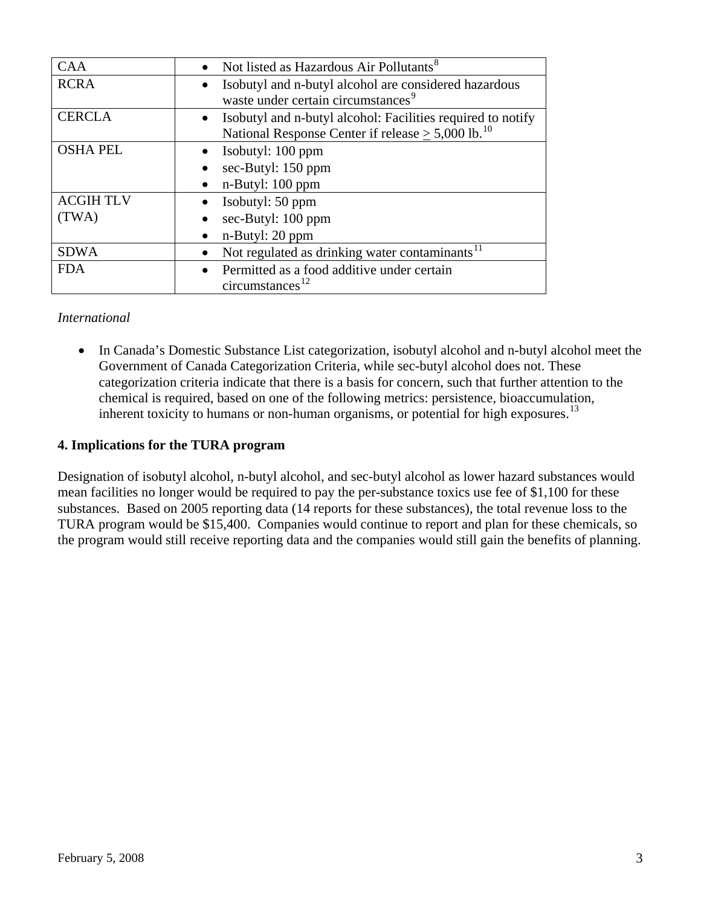| | |
|---|---|
| CAA | • Not listed as Hazardous Air Pollutants[8] |
| RCRA | • Isobutyl and n-butyl alcohol are considered hazardous waste under certain circumstances[9] |
| CERCLA | • Isobutyl and n-butyl alcohol: Facilities required to notify National Response Center if release ≥ 5,000 lb.[10] |
| OSHA PEL | • Isobutyl: 100 ppm<br>• sec-Butyl: 150 ppm<br>• n-Butyl: 100 ppm |
| ACGIH TLV (TWA) | • Isobutyl: 50 ppm<br>• sec-Butyl: 100 ppm<br>• n-Butyl: 20 ppm |
| SDWA | • Not regulated as drinking water contaminants[11] |
| FDA | • Permitted as a food additive under certain circumstances[12] |

*International*

- In Canada's Domestic Substance List categorization, isobutyl alcohol and n-butyl alcohol meet the Government of Canada Categorization Criteria, while sec-butyl alcohol does not. These categorization criteria indicate that there is a basis for concern, such that further attention to the chemical is required, based on one of the following metrics: persistence, bioaccumulation, inherent toxicity to humans or non-human organisms, or potential for high exposures.[13]

**4. Implications for the TURA program**

Designation of isobutyl alcohol, n-butyl alcohol, and sec-butyl alcohol as lower hazard substances would mean facilities no longer would be required to pay the per-substance toxics use fee of $1,100 for these substances. Based on 2005 reporting data (14 reports for these substances), the total revenue loss to the TURA program would be $15,400. Companies would continue to report and plan for these chemicals, so the program would still receive reporting data and the companies would still gain the benefits of planning.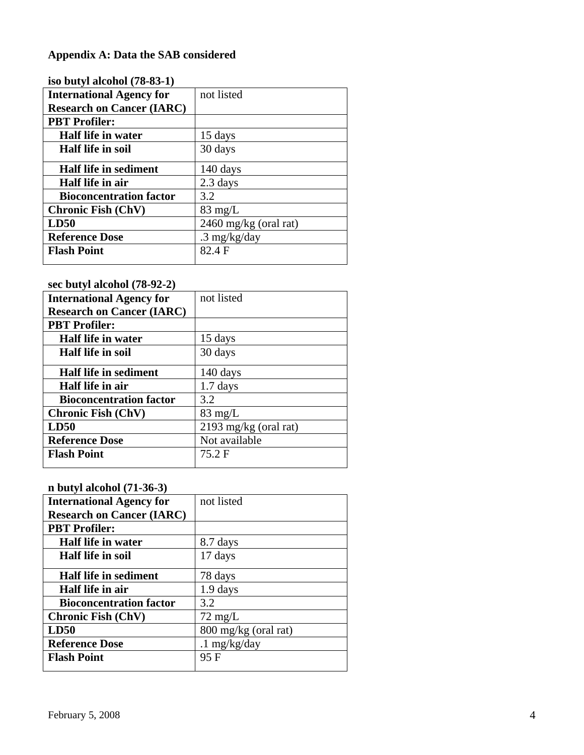## Appendix A: Data the SAB considered

**iso butyl alcohol (78-83-1)**

| **International Agency for Research on Cancer (IARC)** | not listed |
|---|---|
| **PBT Profiler:** | |
| **Half life in water** | 15 days |
| **Half life in soil** | 30 days |
| **Half life in sediment** | 140 days |
| **Half life in air** | 2.3 days |
| **Bioconcentration factor** | 3.2 |
| **Chronic Fish (ChV)** | 83 mg/L |
| **LD50** | 2460 mg/kg (oral rat) |
| **Reference Dose** | .3 mg/kg/day |
| **Flash Point** | 82.4 F |

**sec butyl alcohol (78-92-2)**

| **International Agency for Research on Cancer (IARC)** | not listed |
|---|---|
| **PBT Profiler:** | |
| **Half life in water** | 15 days |
| **Half life in soil** | 30 days |
| **Half life in sediment** | 140 days |
| **Half life in air** | 1.7 days |
| **Bioconcentration factor** | 3.2 |
| **Chronic Fish (ChV)** | 83 mg/L |
| **LD50** | 2193 mg/kg (oral rat) |
| **Reference Dose** | Not available |
| **Flash Point** | 75.2 F |

**n butyl alcohol (71-36-3)**

| **International Agency for Research on Cancer (IARC)** | not listed |
|---|---|
| **PBT Profiler:** | |
| **Half life in water** | 8.7 days |
| **Half life in soil** | 17 days |
| **Half life in sediment** | 78 days |
| **Half life in air** | 1.9 days |
| **Bioconcentration factor** | 3.2 |
| **Chronic Fish (ChV)** | 72 mg/L |
| **LD50** | 800 mg/kg (oral rat) |
| **Reference Dose** | .1 mg/kg/day |
| **Flash Point** | 95 F |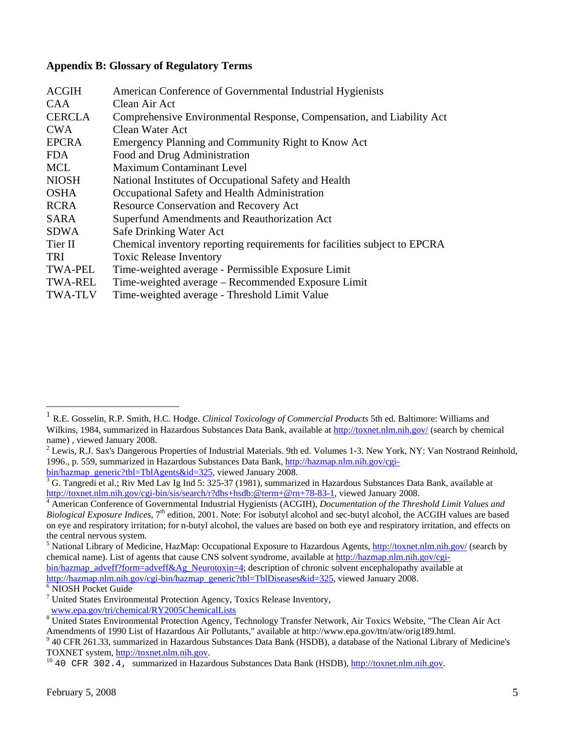### Appendix B: Glossary of Regulatory Terms

| | |
|---|---|
| ACGIH | American Conference of Governmental Industrial Hygienists |
| CAA | Clean Air Act |
| CERCLA | Comprehensive Environmental Response, Compensation, and Liability Act |
| CWA | Clean Water Act |
| EPCRA | Emergency Planning and Community Right to Know Act |
| FDA | Food and Drug Administration |
| MCL | Maximum Contaminant Level |
| NIOSH | National Institutes of Occupational Safety and Health |
| OSHA | Occupational Safety and Health Administration |
| RCRA | Resource Conservation and Recovery Act |
| SARA | Superfund Amendments and Reauthorization Act |
| SDWA | Safe Drinking Water Act |
| Tier II | Chemical inventory reporting requirements for facilities subject to EPCRA |
| TRI | Toxic Release Inventory |
| TWA-PEL | Time-weighted average - Permissible Exposure Limit |
| TWA-REL | Time-weighted average – Recommended Exposure Limit |
| TWA-TLV | Time-weighted average - Threshold Limit Value |

---

[1] R.E. Gosselin, R.P. Smith, H.C. Hodge. *Clinical Toxicology of Commercial Products* 5th ed. Baltimore: Williams and Wilkins, 1984, summarized in Hazardous Substances Data Bank, available at http://toxnet.nlm.nih.gov/ (search by chemical name) , viewed January 2008.

[2] Lewis, R.J. Sax's Dangerous Properties of Industrial Materials. 9th ed. Volumes 1-3. New York, NY: Van Nostrand Reinhold, 1996., p. 559, summarized in Hazardous Substances Data Bank, http://hazmap.nlm.nih.gov/cgi-bin/hazmap_generic?tbl=TblAgents&id=325, viewed January 2008.

[3] G. Tangredi et al.; Riv Med Lav Ig Ind 5: 325-37 (1981), summarized in Hazardous Substances Data Bank, available at http://toxnet.nlm.nih.gov/cgi-bin/sis/search/r?dbs+hsdb:@term+@rn+78-83-1, viewed January 2008.

[4] American Conference of Governmental Industrial Hygienists (ACGIH), *Documentation of the Threshold Limit Values and Biological Exposure Indices*, 7th edition, 2001. Note: For isobutyl alcohol and sec-butyl alcohol, the ACGIH values are based on eye and respiratory irritation; for n-butyl alcohol, the values are based on both eye and respiratory irritation, and effects on the central nervous system.

[5] National Library of Medicine, HazMap: Occupational Exposure to Hazardous Agents, http://toxnet.nlm.nih.gov/ (search by chemical name). List of agents that cause CNS solvent syndrome, available at http://hazmap.nlm.nih.gov/cgi-bin/hazmap_adveff?form=adveff&Ag_Neurotoxin=4; description of chronic solvent encephalopathy available at http://hazmap.nlm.nih.gov/cgi-bin/hazmap_generic?tbl=TblDiseases&id=325, viewed January 2008.

[6] NIOSH Pocket Guide

[7] United States Environmental Protection Agency, Toxics Release Inventory, www.epa.gov/tri/chemical/RY2005ChemicalLists

[8] United States Environmental Protection Agency, Technology Transfer Network, Air Toxics Website, "The Clean Air Act Amendments of 1990 List of Hazardous Air Pollutants," available at http://www.epa.gov/ttn/atw/orig189.html.

[9] 40 CFR 261.33, summarized in Hazardous Substances Data Bank (HSDB), a database of the National Library of Medicine's TOXNET system, http://toxnet.nlm.nih.gov.

[10] 40 CFR 302.4, summarized in Hazardous Substances Data Bank (HSDB), http://toxnet.nlm.nih.gov.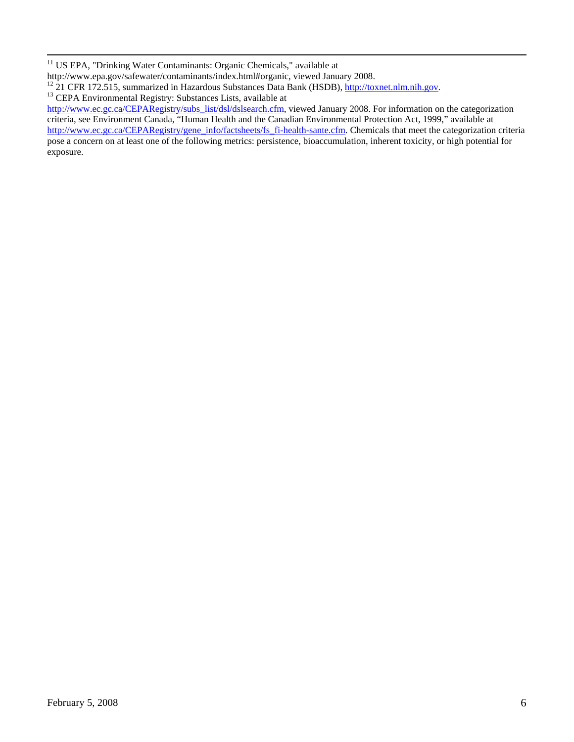[11] US EPA, "Drinking Water Contaminants: Organic Chemicals," available at http://www.epa.gov/safewater/contaminants/index.html#organic, viewed January 2008.

[12] 21 CFR 172.515, summarized in Hazardous Substances Data Bank (HSDB), http://toxnet.nlm.nih.gov.

[13] CEPA Environmental Registry: Substances Lists, available at http://www.ec.gc.ca/CEPARegistry/subs_list/dsl/dslsearch.cfm, viewed January 2008. For information on the categorization criteria, see Environment Canada, "Human Health and the Canadian Environmental Protection Act, 1999," available at http://www.ec.gc.ca/CEPARegistry/gene_info/factsheets/fs_fi-health-sante.cfm. Chemicals that meet the categorization criteria pose a concern on at least one of the following metrics: persistence, bioaccumulation, inherent toxicity, or high potential for exposure.

February 5, 2008